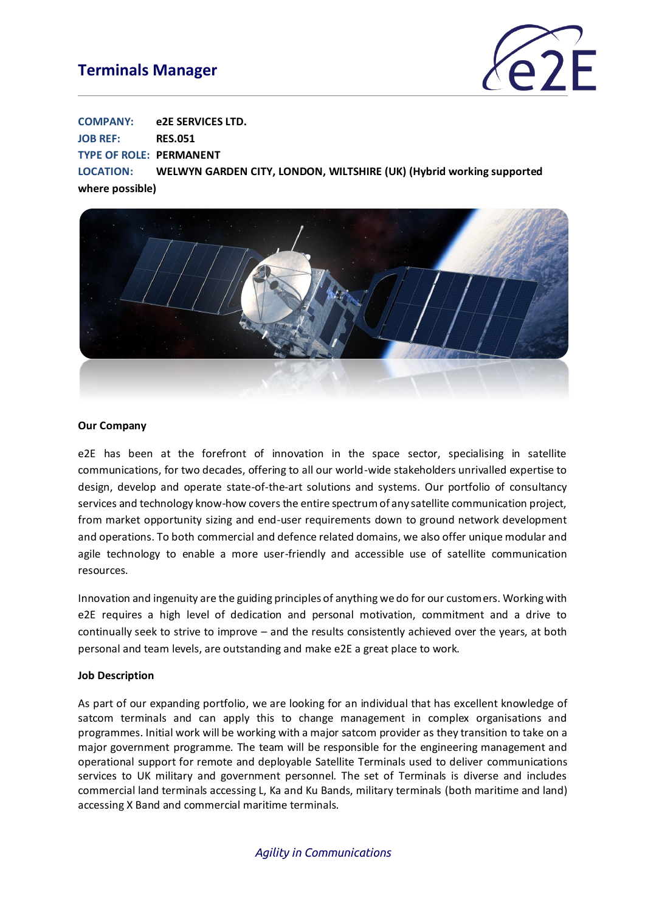# Terminals Manager

**COMPANY:** e2E SERVICES LTD.
**JOB REF:** RES.051
**TYPE OF ROLE:** PERMANENT
**LOCATION:** WELWYN GARDEN CITY, LONDON, WILTSHIRE (UK) (Hybrid working supported where possible)

### Our Company

e2E has been at the forefront of innovation in the space sector, specialising in satellite communications, for two decades, offering to all our world-wide stakeholders unrivalled expertise to design, develop and operate state-of-the-art solutions and systems. Our portfolio of consultancy services and technology know-how covers the entire spectrum of any satellite communication project, from market opportunity sizing and end-user requirements down to ground network development and operations. To both commercial and defence related domains, we also offer unique modular and agile technology to enable a more user-friendly and accessible use of satellite communication resources.

Innovation and ingenuity are the guiding principles of anything we do for our customers. Working with e2E requires a high level of dedication and personal motivation, commitment and a drive to continually seek to strive to improve – and the results consistently achieved over the years, at both personal and team levels, are outstanding and make e2E a great place to work.

### Job Description

As part of our expanding portfolio, we are looking for an individual that has excellent knowledge of satcom terminals and can apply this to change management in complex organisations and programmes. Initial work will be working with a major satcom provider as they transition to take on a major government programme. The team will be responsible for the engineering management and operational support for remote and deployable Satellite Terminals used to deliver communications services to UK military and government personnel. The set of Terminals is diverse and includes commercial land terminals accessing L, Ka and Ku Bands, military terminals (both maritime and land) accessing X Band and commercial maritime terminals.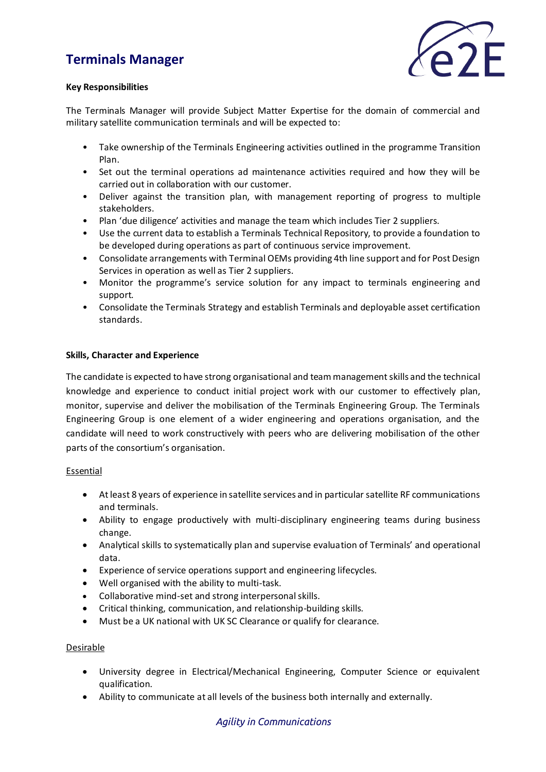# Terminals Manager

**Key Responsibilities**

The Terminals Manager will provide Subject Matter Expertise for the domain of commercial and military satellite communication terminals and will be expected to:

- Take ownership of the Terminals Engineering activities outlined in the programme Transition Plan.
- Set out the terminal operations ad maintenance activities required and how they will be carried out in collaboration with our customer.
- Deliver against the transition plan, with management reporting of progress to multiple stakeholders.
- Plan 'due diligence' activities and manage the team which includes Tier 2 suppliers.
- Use the current data to establish a Terminals Technical Repository, to provide a foundation to be developed during operations as part of continuous service improvement.
- Consolidate arrangements with Terminal OEMs providing 4th line support and for Post Design Services in operation as well as Tier 2 suppliers.
- Monitor the programme's service solution for any impact to terminals engineering and support.
- Consolidate the Terminals Strategy and establish Terminals and deployable asset certification standards.

**Skills, Character and Experience**

The candidate is expected to have strong organisational and team management skills and the technical knowledge and experience to conduct initial project work with our customer to effectively plan, monitor, supervise and deliver the mobilisation of the Terminals Engineering Group. The Terminals Engineering Group is one element of a wider engineering and operations organisation, and the candidate will need to work constructively with peers who are delivering mobilisation of the other parts of the consortium's organisation.

Essential

- At least 8 years of experience in satellite services and in particular satellite RF communications and terminals.
- Ability to engage productively with multi-disciplinary engineering teams during business change.
- Analytical skills to systematically plan and supervise evaluation of Terminals' and operational data.
- Experience of service operations support and engineering lifecycles.
- Well organised with the ability to multi-task.
- Collaborative mind-set and strong interpersonal skills.
- Critical thinking, communication, and relationship-building skills.
- Must be a UK national with UK SC Clearance or qualify for clearance.

Desirable

- University degree in Electrical/Mechanical Engineering, Computer Science or equivalent qualification.
- Ability to communicate at all levels of the business both internally and externally.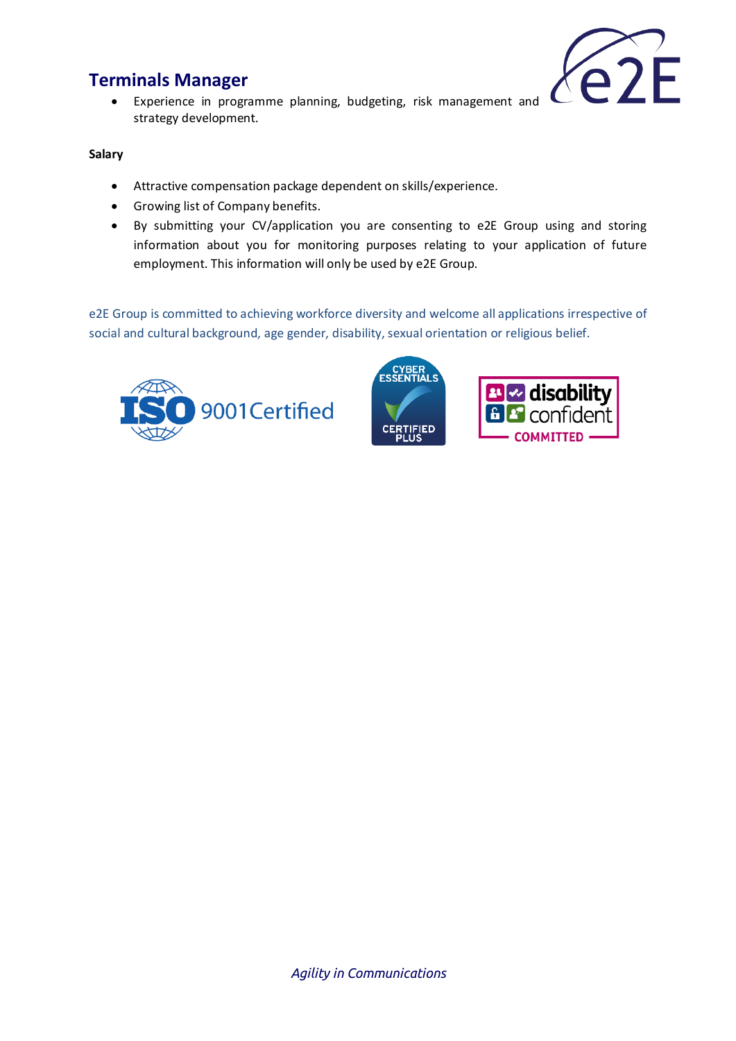## Terminals Manager

- Experience in programme planning, budgeting, risk management and strategy development.

**Salary**

- Attractive compensation package dependent on skills/experience.
- Growing list of Company benefits.
- By submitting your CV/application you are consenting to e2E Group using and storing information about you for monitoring purposes relating to your application of future employment. This information will only be used by e2E Group.

e2E Group is committed to achieving workforce diversity and welcome all applications irrespective of social and cultural background, age gender, disability, sexual orientation or religious belief.

*Agility in Communications*